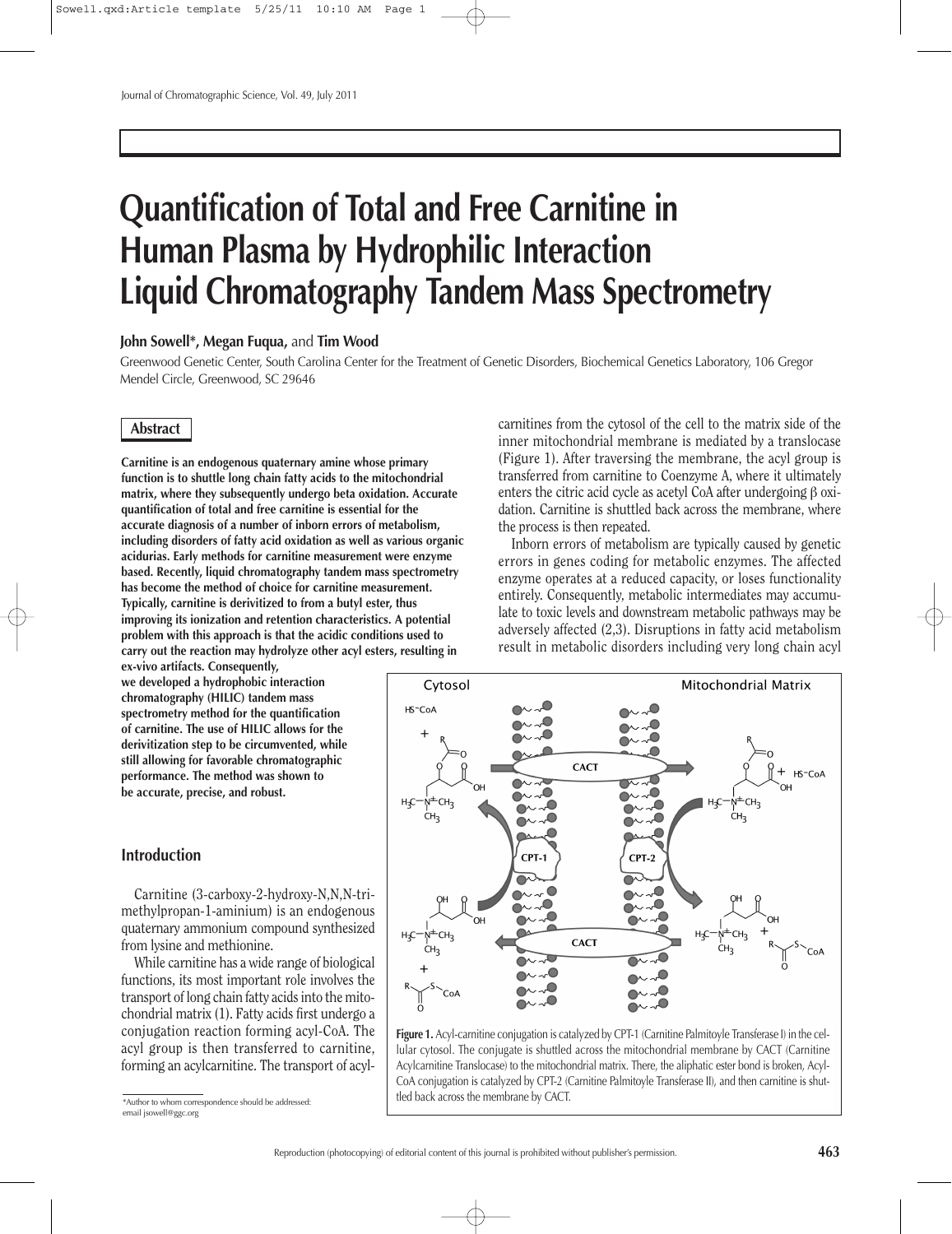# Quantification of Total and Free Carnitine in Human Plasma by Hydrophilic Interaction Liquid Chromatography Tandem Mass Spectrometry

**John Sowell*, Megan Fuqua,** and **Tim Wood**

Greenwood Genetic Center, South Carolina Center for the Treatment of Genetic Disorders, Biochemical Genetics Laboratory, 106 Gregor Mendel Circle, Greenwood, SC 29646

## Abstract

**Carnitine is an endogenous quaternary amine whose primary function is to shuttle long chain fatty acids to the mitochondrial matrix, where they subsequently undergo beta oxidation. Accurate quantification of total and free carnitine is essential for the accurate diagnosis of a number of inborn errors of metabolism, including disorders of fatty acid oxidation as well as various organic acidurias. Early methods for carnitine measurement were enzyme based. Recently, liquid chromatography tandem mass spectrometry has become the method of choice for carnitine measurement. Typically, carnitine is derivitized to from a butyl ester, thus improving its ionization and retention characteristics. A potential problem with this approach is that the acidic conditions used to carry out the reaction may hydrolyze other acyl esters, resulting in ex-vivo artifacts. Consequently, we developed a hydrophobic interaction chromatography (HILIC) tandem mass spectrometry method for the quantification of carnitine. The use of HILIC allows for the derivitization step to be circumvented, while still allowing for favorable chromatographic performance. The method was shown to be accurate, precise, and robust.**

## Introduction

Carnitine (3-carboxy-2-hydroxy-N,N,N-trimethylpropan-1-aminium) is an endogenous quaternary ammonium compound synthesized from lysine and methionine.

While carnitine has a wide range of biological functions, its most important role involves the transport of long chain fatty acids into the mitochondrial matrix (1). Fatty acids first undergo a conjugation reaction forming acyl-CoA. The acyl group is then transferred to carnitine, forming an acylcarnitine. The transport of acylcarnitines from the cytosol of the cell to the matrix side of the inner mitochondrial membrane is mediated by a translocase (Figure 1). After traversing the membrane, the acyl group is transferred from carnitine to Coenzyme A, where it ultimately enters the citric acid cycle as acetyl CoA after undergoing β oxidation. Carnitine is shuttled back across the membrane, where the process is then repeated.

Inborn errors of metabolism are typically caused by genetic errors in genes coding for metabolic enzymes. The affected enzyme operates at a reduced capacity, or loses functionality entirely. Consequently, metabolic intermediates may accumulate to toxic levels and downstream metabolic pathways may be adversely affected (2,3). Disruptions in fatty acid metabolism result in metabolic disorders including very long chain acyl

**Figure 1.** Acyl-carnitine conjugation is catalyzed by CPT-1 (Carnitine Palmitoyle Transferase I) in the cellular cytosol. The conjugate is shuttled across the mitochondrial membrane by CACT (Carnitine Acylcarnitine Translocase) to the mitochondrial matrix. There, the aliphatic ester bond is broken, Acyl-CoA conjugation is catalyzed by CPT-2 (Carnitine Palmitoyle Transferase II), and then carnitine is shuttled back across the membrane by CACT.

*Author to whom correspondence should be addressed: email jsowell@ggc.org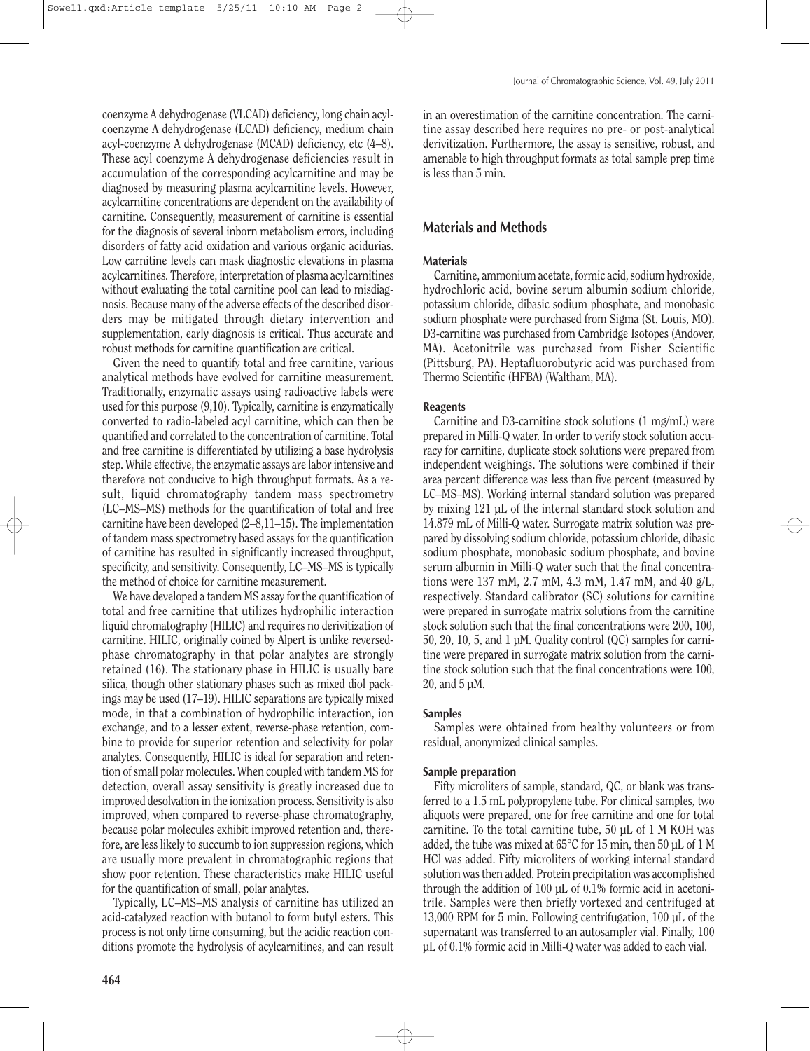coenzyme A dehydrogenase (VLCAD) deficiency, long chain acyl-coenzyme A dehydrogenase (LCAD) deficiency, medium chain acyl-coenzyme A dehydrogenase (MCAD) deficiency, etc (4–8). These acyl coenzyme A dehydrogenase deficiencies result in accumulation of the corresponding acylcarnitine and may be diagnosed by measuring plasma acylcarnitine levels. However, acylcarnitine concentrations are dependent on the availability of carnitine. Consequently, measurement of carnitine is essential for the diagnosis of several inborn metabolism errors, including disorders of fatty acid oxidation and various organic acidurias. Low carnitine levels can mask diagnostic elevations in plasma acylcarnitines. Therefore, interpretation of plasma acylcarnitines without evaluating the total carnitine pool can lead to misdiagnosis. Because many of the adverse effects of the described disorders may be mitigated through dietary intervention and supplementation, early diagnosis is critical. Thus accurate and robust methods for carnitine quantification are critical.

Given the need to quantify total and free carnitine, various analytical methods have evolved for carnitine measurement. Traditionally, enzymatic assays using radioactive labels were used for this purpose (9,10). Typically, carnitine is enzymatically converted to radio-labeled acyl carnitine, which can then be quantified and correlated to the concentration of carnitine. Total and free carnitine is differentiated by utilizing a base hydrolysis step. While effective, the enzymatic assays are labor intensive and therefore not conducive to high throughput formats. As a result, liquid chromatography tandem mass spectrometry (LC–MS–MS) methods for the quantification of total and free carnitine have been developed (2–8,11–15). The implementation of tandem mass spectrometry based assays for the quantification of carnitine has resulted in significantly increased throughput, specificity, and sensitivity. Consequently, LC–MS–MS is typically the method of choice for carnitine measurement.

We have developed a tandem MS assay for the quantification of total and free carnitine that utilizes hydrophilic interaction liquid chromatography (HILIC) and requires no derivitization of carnitine. HILIC, originally coined by Alpert is unlike reversed-phase chromatography in that polar analytes are strongly retained (16). The stationary phase in HILIC is usually bare silica, though other stationary phases such as mixed diol packings may be used (17–19). HILIC separations are typically mixed mode, in that a combination of hydrophilic interaction, ion exchange, and to a lesser extent, reverse-phase retention, combine to provide for superior retention and selectivity for polar analytes. Consequently, HILIC is ideal for separation and retention of small polar molecules. When coupled with tandem MS for detection, overall assay sensitivity is greatly increased due to improved desolvation in the ionization process. Sensitivity is also improved, when compared to reverse-phase chromatography, because polar molecules exhibit improved retention and, therefore, are less likely to succumb to ion suppression regions, which are usually more prevalent in chromatographic regions that show poor retention. These characteristics make HILIC useful for the quantification of small, polar analytes.

Typically, LC–MS–MS analysis of carnitine has utilized an acid-catalyzed reaction with butanol to form butyl esters. This process is not only time consuming, but the acidic reaction conditions promote the hydrolysis of acylcarnitines, and can result in an overestimation of the carnitine concentration. The carnitine assay described here requires no pre- or post-analytical derivitization. Furthermore, the assay is sensitive, robust, and amenable to high throughput formats as total sample prep time is less than 5 min.

## Materials and Methods

### Materials

Carnitine, ammonium acetate, formic acid, sodium hydroxide, hydrochloric acid, bovine serum albumin sodium chloride, potassium chloride, dibasic sodium phosphate, and monobasic sodium phosphate were purchased from Sigma (St. Louis, MO). D3-carnitine was purchased from Cambridge Isotopes (Andover, MA). Acetonitrile was purchased from Fisher Scientific (Pittsburg, PA). Heptafluorobutyric acid was purchased from Thermo Scientific (HFBA) (Waltham, MA).

### Reagents

Carnitine and D3-carnitine stock solutions (1 mg/mL) were prepared in Milli-Q water. In order to verify stock solution accuracy for carnitine, duplicate stock solutions were prepared from independent weighings. The solutions were combined if their area percent difference was less than five percent (measured by LC–MS–MS). Working internal standard solution was prepared by mixing 121 µL of the internal standard stock solution and 14.879 mL of Milli-Q water. Surrogate matrix solution was prepared by dissolving sodium chloride, potassium chloride, dibasic sodium phosphate, monobasic sodium phosphate, and bovine serum albumin in Milli-Q water such that the final concentrations were 137 mM, 2.7 mM, 4.3 mM, 1.47 mM, and 40 g/L, respectively. Standard calibrator (SC) solutions for carnitine were prepared in surrogate matrix solutions from the carnitine stock solution such that the final concentrations were 200, 100, 50, 20, 10, 5, and 1 µM. Quality control (QC) samples for carnitine were prepared in surrogate matrix solution from the carnitine stock solution such that the final concentrations were 100, 20, and 5 µM.

### Samples

Samples were obtained from healthy volunteers or from residual, anonymized clinical samples.

### Sample preparation

Fifty microliters of sample, standard, QC, or blank was transferred to a 1.5 mL polypropylene tube. For clinical samples, two aliquots were prepared, one for free carnitine and one for total carnitine. To the total carnitine tube, 50 µL of 1 M KOH was added, the tube was mixed at 65°C for 15 min, then 50 µL of 1 M HCl was added. Fifty microliters of working internal standard solution was then added. Protein precipitation was accomplished through the addition of 100 µL of 0.1% formic acid in acetonitrile. Samples were then briefly vortexed and centrifuged at 13,000 RPM for 5 min. Following centrifugation, 100 µL of the supernatant was transferred to an autosampler vial. Finally, 100 µL of 0.1% formic acid in Milli-Q water was added to each vial.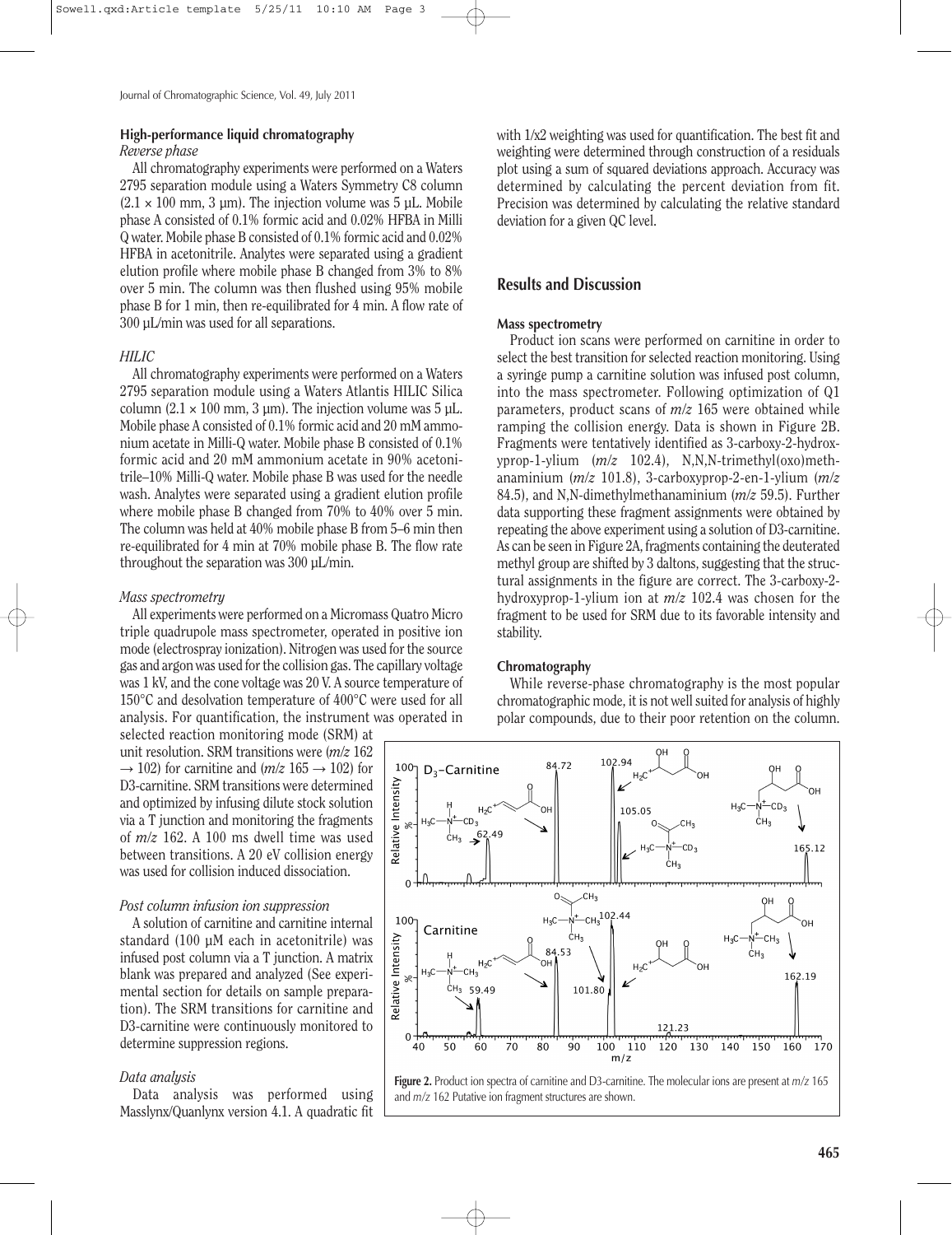#### High-performance liquid chromatography

*Reverse phase*

All chromatography experiments were performed on a Waters 2795 separation module using a Waters Symmetry C8 column (2.1 × 100 mm, 3 µm). The injection volume was 5 µL. Mobile phase A consisted of 0.1% formic acid and 0.02% HFBA in Milli Q water. Mobile phase B consisted of 0.1% formic acid and 0.02% HFBA in acetonitrile. Analytes were separated using a gradient elution profile where mobile phase B changed from 3% to 8% over 5 min. The column was then flushed using 95% mobile phase B for 1 min, then re-equilibrated for 4 min. A flow rate of 300 µL/min was used for all separations.

*HILIC*

All chromatography experiments were performed on a Waters 2795 separation module using a Waters Atlantis HILIC Silica column (2.1 × 100 mm, 3 µm). The injection volume was 5 µL. Mobile phase A consisted of 0.1% formic acid and 20 mM ammonium acetate in Milli-Q water. Mobile phase B consisted of 0.1% formic acid and 20 mM ammonium acetate in 90% acetonitrile–10% Milli-Q water. Mobile phase B was used for the needle wash. Analytes were separated using a gradient elution profile where mobile phase B changed from 70% to 40% over 5 min. The column was held at 40% mobile phase B from 5–6 min then re-equilibrated for 4 min at 70% mobile phase B. The flow rate throughout the separation was 300 µL/min.

*Mass spectrometry*

All experiments were performed on a Micromass Quatro Micro triple quadrupole mass spectrometer, operated in positive ion mode (electrospray ionization). Nitrogen was used for the source gas and argon was used for the collision gas. The capillary voltage was 1 kV, and the cone voltage was 20 V. A source temperature of 150°C and desolvation temperature of 400°C were used for all analysis. For quantification, the instrument was operated in selected reaction monitoring mode (SRM) at unit resolution. SRM transitions were (*m/z* 162 → 102) for carnitine and (*m/z* 165 → 102) for D3-carnitine. SRM transitions were determined and optimized by infusing dilute stock solution via a T junction and monitoring the fragments of *m/z* 162. A 100 ms dwell time was used between transitions. A 20 eV collision energy was used for collision induced dissociation.

*Post column infusion ion suppression*

A solution of carnitine and carnitine internal standard (100 µM each in acetonitrile) was infused post column via a T junction. A matrix blank was prepared and analyzed (See experimental section for details on sample preparation). The SRM transitions for carnitine and D3-carnitine were continuously monitored to determine suppression regions.

*Data analysis*

Data analysis was performed using Masslynx/Quanlynx version 4.1. A quadratic fit with 1/x2 weighting was used for quantification. The best fit and weighting were determined through construction of a residuals plot using a sum of squared deviations approach. Accuracy was determined by calculating the percent deviation from fit. Precision was determined by calculating the relative standard deviation for a given QC level.

## Results and Discussion

#### Mass spectrometry

Product ion scans were performed on carnitine in order to select the best transition for selected reaction monitoring. Using a syringe pump a carnitine solution was infused post column, into the mass spectrometer. Following optimization of Q1 parameters, product scans of *m/z* 165 were obtained while ramping the collision energy. Data is shown in Figure 2B. Fragments were tentatively identified as 3-carboxy-2-hydroxyprop-1-ylium (*m/z* 102.4), N,N,N-trimethyl(oxo)methanaminium (*m/z* 101.8), 3-carboxyprop-2-en-1-ylium (*m/z* 84.5), and N,N-dimethylmethanaminium (*m/z* 59.5). Further data supporting these fragment assignments were obtained by repeating the above experiment using a solution of D3-carnitine. As can be seen in Figure 2A, fragments containing the deuterated methyl group are shifted by 3 daltons, suggesting that the structural assignments in the figure are correct. The 3-carboxy-2-hydroxyprop-1-ylium ion at *m/z* 102.4 was chosen for the fragment to be used for SRM due to its favorable intensity and stability.

#### Chromatography

While reverse-phase chromatography is the most popular chromatographic mode, it is not well suited for analysis of highly polar compounds, due to their poor retention on the column.

**Figure 2.** Product ion spectra of carnitine and D3-carnitine. The molecular ions are present at *m/z* 165 and *m/z* 162 Putative ion fragment structures are shown.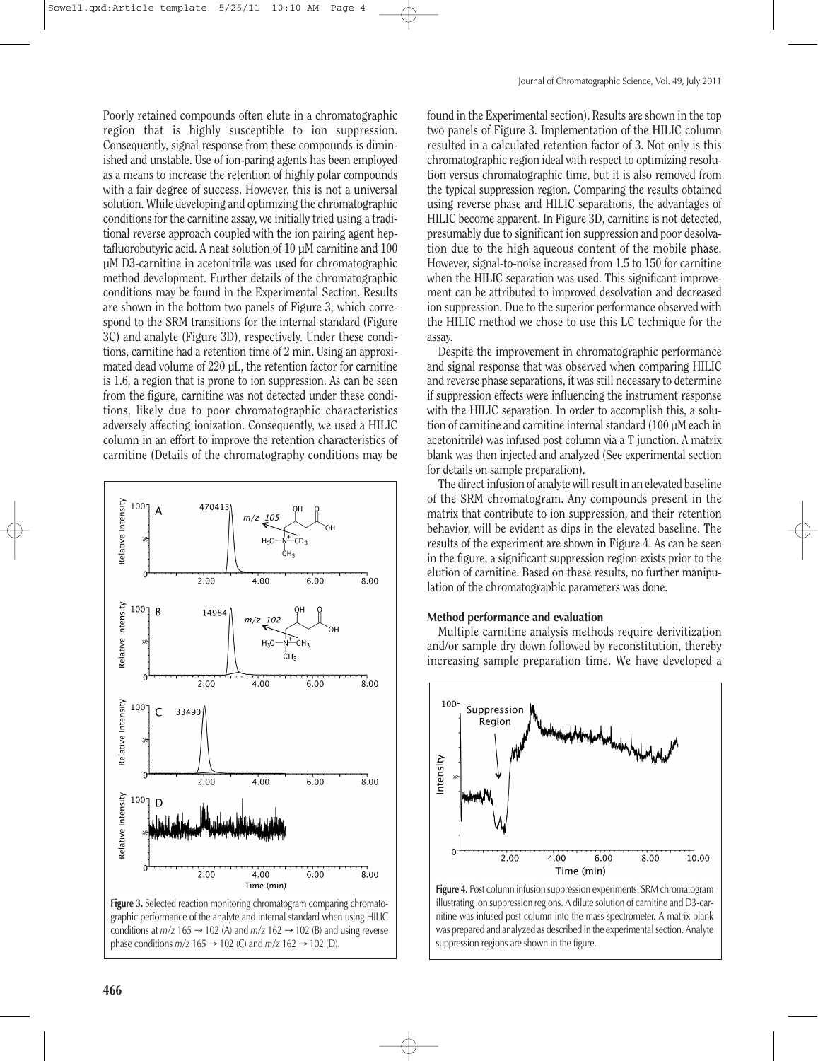Poorly retained compounds often elute in a chromatographic region that is highly susceptible to ion suppression. Consequently, signal response from these compounds is diminished and unstable. Use of ion-paring agents has been employed as a means to increase the retention of highly polar compounds with a fair degree of success. However, this is not a universal solution. While developing and optimizing the chromatographic conditions for the carnitine assay, we initially tried using a traditional reverse approach coupled with the ion pairing agent heptafluorobutyric acid. A neat solution of 10 µM carnitine and 100 µM D3-carnitine in acetonitrile was used for chromatographic method development. Further details of the chromatographic conditions may be found in the Experimental Section. Results are shown in the bottom two panels of Figure 3, which correspond to the SRM transitions for the internal standard (Figure 3C) and analyte (Figure 3D), respectively. Under these conditions, carnitine had a retention time of 2 min. Using an approximated dead volume of 220 µL, the retention factor for carnitine is 1.6, a region that is prone to ion suppression. As can be seen from the figure, carnitine was not detected under these conditions, likely due to poor chromatographic characteristics adversely affecting ionization. Consequently, we used a HILIC column in an effort to improve the retention characteristics of carnitine (Details of the chromatography conditions may be found in the Experimental section). Results are shown in the top two panels of Figure 3. Implementation of the HILIC column resulted in a calculated retention factor of 3. Not only is this chromatographic region ideal with respect to optimizing resolution versus chromatographic time, but it is also removed from the typical suppression region. Comparing the results obtained using reverse phase and HILIC separations, the advantages of HILIC become apparent. In Figure 3D, carnitine is not detected, presumably due to significant ion suppression and poor desolvation due to the high aqueous content of the mobile phase. However, signal-to-noise increased from 1.5 to 150 for carnitine when the HILIC separation was used. This significant improvement can be attributed to improved desolvation and decreased ion suppression. Due to the superior performance observed with the HILIC method we chose to use this LC technique for the assay.

Despite the improvement in chromatographic performance and signal response that was observed when comparing HILIC and reverse phase separations, it was still necessary to determine if suppression effects were influencing the instrument response with the HILIC separation. In order to accomplish this, a solution of carnitine and carnitine internal standard (100 µM each in acetonitrile) was infused post column via a T junction. A matrix blank was then injected and analyzed (See experimental section for details on sample preparation).

The direct infusion of analyte will result in an elevated baseline of the SRM chromatogram. Any compounds present in the matrix that contribute to ion suppression, and their retention behavior, will be evident as dips in the elevated baseline. The results of the experiment are shown in Figure 4. As can be seen in the figure, a significant suppression region exists prior to the elution of carnitine. Based on these results, no further manipulation of the chromatographic parameters was done.

**Figure 3.** Selected reaction monitoring chromatogram comparing chromatographic performance of the analyte and internal standard when using HILIC conditions at $m/z$ 165 → 102 (A) and $m/z$ 162 → 102 (B) and using reverse phase conditions $m/z$ 165 → 102 (C) and $m/z$ 162 → 102 (D).

**Figure 4.** Post column infusion suppression experiments. SRM chromatogram illustrating ion suppression regions. A dilute solution of carnitine and D3-carnitine was infused post column into the mass spectrometer. A matrix blank was prepared and analyzed as described in the experimental section. Analyte suppression regions are shown in the figure.

### Method performance and evaluation

Multiple carnitine analysis methods require derivitization and/or sample dry down followed by reconstitution, thereby increasing sample preparation time. We have developed a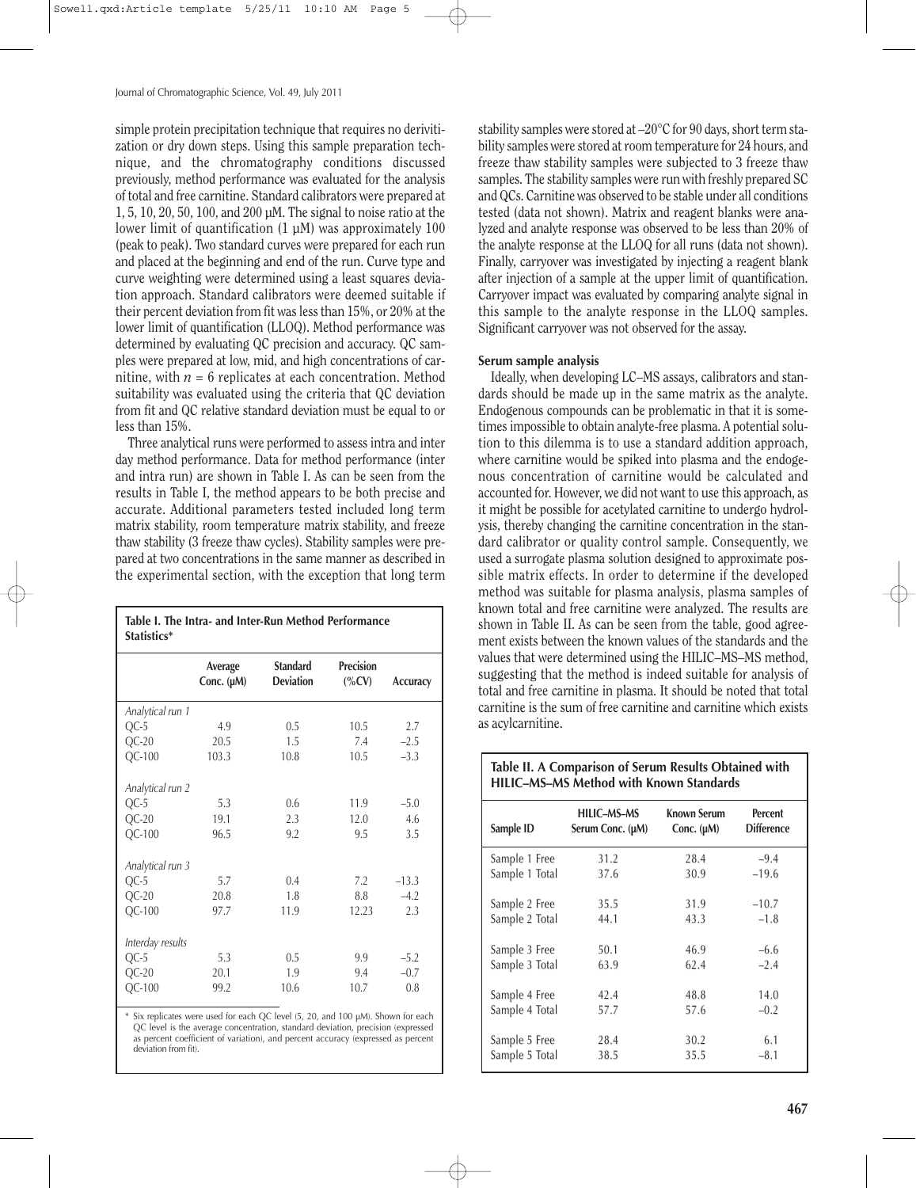simple protein precipitation technique that requires no derivitization or dry down steps. Using this sample preparation technique, and the chromatography conditions discussed previously, method performance was evaluated for the analysis of total and free carnitine. Standard calibrators were prepared at 1, 5, 10, 20, 50, 100, and 200 µM. The signal to noise ratio at the lower limit of quantification (1 µM) was approximately 100 (peak to peak). Two standard curves were prepared for each run and placed at the beginning and end of the run. Curve type and curve weighting were determined using a least squares deviation approach. Standard calibrators were deemed suitable if their percent deviation from fit was less than 15%, or 20% at the lower limit of quantification (LLOQ). Method performance was determined by evaluating QC precision and accuracy. QC samples were prepared at low, mid, and high concentrations of carnitine, with $n = 6$ replicates at each concentration. Method suitability was evaluated using the criteria that QC deviation from fit and QC relative standard deviation must be equal to or less than 15%.

Three analytical runs were performed to assess intra and inter day method performance. Data for method performance (inter and intra run) are shown in Table I. As can be seen from the results in Table I, the method appears to be both precise and accurate. Additional parameters tested included long term matrix stability, room temperature matrix stability, and freeze thaw stability (3 freeze thaw cycles). Stability samples were prepared at two concentrations in the same manner as described in the experimental section, with the exception that long term stability samples were stored at –20°C for 90 days, short term stability samples were stored at room temperature for 24 hours, and freeze thaw stability samples were subjected to 3 freeze thaw samples. The stability samples were run with freshly prepared SC and QCs. Carnitine was observed to be stable under all conditions tested (data not shown). Matrix and reagent blanks were analyzed and analyte response was observed to be less than 20% of the analyte response at the LLOQ for all runs (data not shown). Finally, carryover was investigated by injecting a reagent blank after injection of a sample at the upper limit of quantification. Carryover impact was evaluated by comparing analyte signal in this sample to the analyte response in the LLOQ samples. Significant carryover was not observed for the assay.

**Table I. The Intra- and Inter-Run Method Performance Statistics***

| | Average Conc. (µM) | Standard Deviation | Precision (%CV) | Accuracy |
|---|---|---|---|---|
| *Analytical run 1* | | | | |
| QC-5 | 4.9 | 0.5 | 10.5 | 2.7 |
| QC-20 | 20.5 | 1.5 | 7.4 | –2.5 |
| QC-100 | 103.3 | 10.8 | 10.5 | –3.3 |
| *Analytical run 2* | | | | |
| QC-5 | 5.3 | 0.6 | 11.9 | –5.0 |
| QC-20 | 19.1 | 2.3 | 12.0 | 4.6 |
| QC-100 | 96.5 | 9.2 | 9.5 | 3.5 |
| *Analytical run 3* | | | | |
| QC-5 | 5.7 | 0.4 | 7.2 | –13.3 |
| QC-20 | 20.8 | 1.8 | 8.8 | –4.2 |
| QC-100 | 97.7 | 11.9 | 12.23 | 2.3 |
| *Interday results* | | | | |
| QC-5 | 5.3 | 0.5 | 9.9 | –5.2 |
| QC-20 | 20.1 | 1.9 | 9.4 | –0.7 |
| QC-100 | 99.2 | 10.6 | 10.7 | 0.8 |

\* Six replicates were used for each QC level (5, 20, and 100 µM). Shown for each QC level is the average concentration, standard deviation, precision (expressed as percent coefficient of variation), and percent accuracy (expressed as percent deviation from fit).

### Serum sample analysis

Ideally, when developing LC–MS assays, calibrators and standards should be made up in the same matrix as the analyte. Endogenous compounds can be problematic in that it is sometimes impossible to obtain analyte-free plasma. A potential solution to this dilemma is to use a standard addition approach, where carnitine would be spiked into plasma and the endogenous concentration of carnitine would be calculated and accounted for. However, we did not want to use this approach, as it might be possible for acetylated carnitine to undergo hydrolysis, thereby changing the carnitine concentration in the standard calibrator or quality control sample. Consequently, we used a surrogate plasma solution designed to approximate possible matrix effects. In order to determine if the developed method was suitable for plasma analysis, plasma samples of known total and free carnitine were analyzed. The results are shown in Table II. As can be seen from the table, good agreement exists between the known values of the standards and the values that were determined using the HILIC–MS–MS method, suggesting that the method is indeed suitable for analysis of total and free carnitine in plasma. It should be noted that total carnitine is the sum of free carnitine and carnitine which exists as acylcarnitine.

**Table II. A Comparison of Serum Results Obtained with HILIC–MS–MS Method with Known Standards**

| Sample ID | HILIC–MS–MS Serum Conc. (µM) | Known Serum Conc. (µM) | Percent Difference |
|---|---|---|---|
| Sample 1 Free | 31.2 | 28.4 | –9.4 |
| Sample 1 Total | 37.6 | 30.9 | –19.6 |
| Sample 2 Free | 35.5 | 31.9 | –10.7 |
| Sample 2 Total | 44.1 | 43.3 | –1.8 |
| Sample 3 Free | 50.1 | 46.9 | –6.6 |
| Sample 3 Total | 63.9 | 62.4 | –2.4 |
| Sample 4 Free | 42.4 | 48.8 | 14.0 |
| Sample 4 Total | 57.7 | 57.6 | –0.2 |
| Sample 5 Free | 28.4 | 30.2 | 6.1 |
| Sample 5 Total | 38.5 | 35.5 | –8.1 |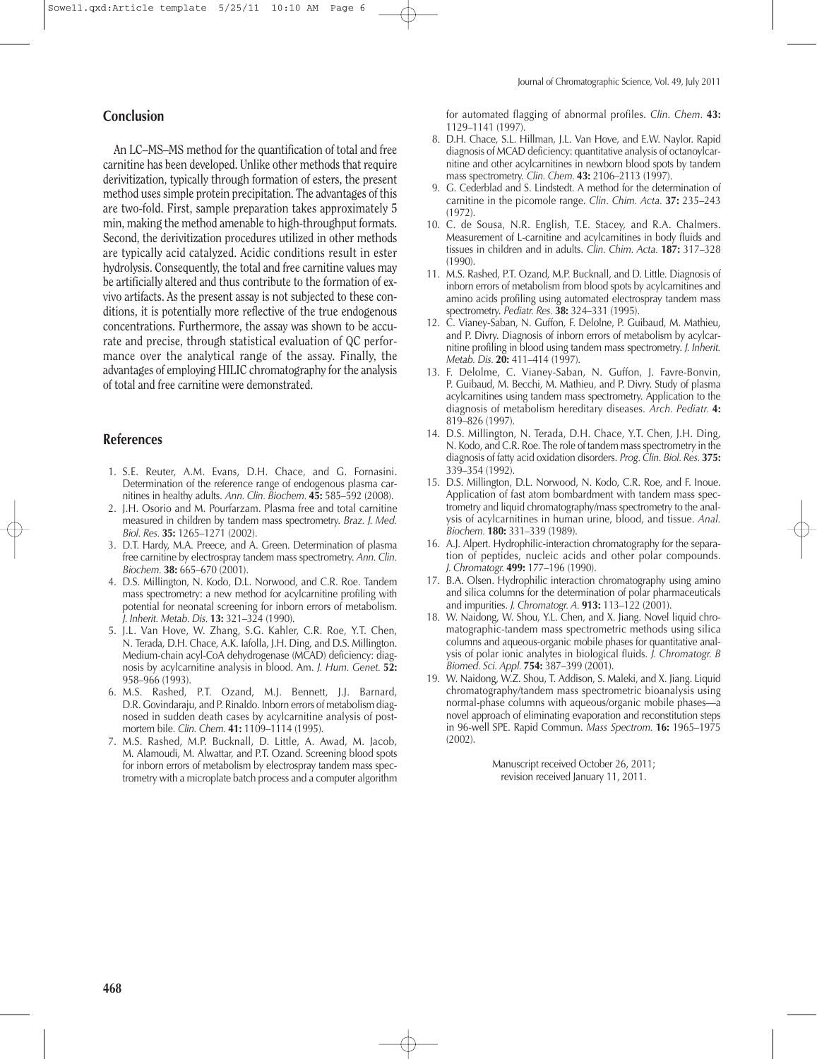## Conclusion

An LC–MS–MS method for the quantification of total and free carnitine has been developed. Unlike other methods that require derivitization, typically through formation of esters, the present method uses simple protein precipitation. The advantages of this are two-fold. First, sample preparation takes approximately 5 min, making the method amenable to high-throughput formats. Second, the derivitization procedures utilized in other methods are typically acid catalyzed. Acidic conditions result in ester hydrolysis. Consequently, the total and free carnitine values may be artificially altered and thus contribute to the formation of ex-vivo artifacts. As the present assay is not subjected to these conditions, it is potentially more reflective of the true endogenous concentrations. Furthermore, the assay was shown to be accurate and precise, through statistical evaluation of QC performance over the analytical range of the assay. Finally, the advantages of employing HILIC chromatography for the analysis of total and free carnitine were demonstrated.

## References

1. S.E. Reuter, A.M. Evans, D.H. Chace, and G. Fornasini. Determination of the reference range of endogenous plasma carnitines in healthy adults. *Ann. Clin. Biochem.* **45:** 585–592 (2008).
2. J.H. Osorio and M. Pourfarzam. Plasma free and total carnitine measured in children by tandem mass spectrometry. *Braz. J. Med. Biol. Res.* **35:** 1265–1271 (2002).
3. D.T. Hardy, M.A. Preece, and A. Green. Determination of plasma free carnitine by electrospray tandem mass spectrometry. *Ann. Clin. Biochem.* **38:** 665–670 (2001).
4. D.S. Millington, N. Kodo, D.L. Norwood, and C.R. Roe. Tandem mass spectrometry: a new method for acylcarnitine profiling with potential for neonatal screening for inborn errors of metabolism. *J. Inherit. Metab. Dis.* **13:** 321–324 (1990).
5. J.L. Van Hove, W. Zhang, S.G. Kahler, C.R. Roe, Y.T. Chen, N. Terada, D.H. Chace, A.K. Iafolla, J.H. Ding, and D.S. Millington. Medium-chain acyl-CoA dehydrogenase (MCAD) deficiency: diagnosis by acylcarnitine analysis in blood. Am. *J. Hum. Genet.* **52:** 958–966 (1993).
6. M.S. Rashed, P.T. Ozand, M.J. Bennett, J.J. Barnard, D.R. Govindaraju, and P. Rinaldo. Inborn errors of metabolism diagnosed in sudden death cases by acylcarnitine analysis of postmortem bile. *Clin. Chem.* **41:** 1109–1114 (1995).
7. M.S. Rashed, M.P. Bucknall, D. Little, A. Awad, M. Jacob, M. Alamoudi, M. Alwattar, and P.T. Ozand. Screening blood spots for inborn errors of metabolism by electrospray tandem mass spectrometry with a microplate batch process and a computer algorithm for automated flagging of abnormal profiles. *Clin. Chem.* **43:** 1129–1141 (1997).
8. D.H. Chace, S.L. Hillman, J.L. Van Hove, and E.W. Naylor. Rapid diagnosis of MCAD deficiency: quantitative analysis of octanoylcarnitine and other acylcarnitines in newborn blood spots by tandem mass spectrometry. *Clin. Chem.* **43:** 2106–2113 (1997).
9. G. Cederblad and S. Lindstedt. A method for the determination of carnitine in the picomole range. *Clin. Chim. Acta.* **37:** 235–243 (1972).
10. C. de Sousa, N.R. English, T.E. Stacey, and R.A. Chalmers. Measurement of L-carnitine and acylcarnitines in body fluids and tissues in children and in adults. *Clin. Chim. Acta.* **187:** 317–328 (1990).
11. M.S. Rashed, P.T. Ozand, M.P. Bucknall, and D. Little. Diagnosis of inborn errors of metabolism from blood spots by acylcarnitines and amino acids profiling using automated electrospray tandem mass spectrometry. *Pediatr. Res.* **38:** 324–331 (1995).
12. C. Vianey-Saban, N. Guffon, F. Delolne, P. Guibaud, M. Mathieu, and P. Divry. Diagnosis of inborn errors of metabolism by acylcarnitine profiling in blood using tandem mass spectrometry. *J. Inherit. Metab. Dis.* **20:** 411–414 (1997).
13. F. Delolme, C. Vianey-Saban, N. Guffon, J. Favre-Bonvin, P. Guibaud, M. Becchi, M. Mathieu, and P. Divry. Study of plasma acylcarnitines using tandem mass spectrometry. Application to the diagnosis of metabolism hereditary diseases. *Arch. Pediatr.* **4:** 819–826 (1997).
14. D.S. Millington, N. Terada, D.H. Chace, Y.T. Chen, J.H. Ding, N. Kodo, and C.R. Roe. The role of tandem mass spectrometry in the diagnosis of fatty acid oxidation disorders. *Prog. Clin. Biol. Res.* **375:** 339–354 (1992).
15. D.S. Millington, D.L. Norwood, N. Kodo, C.R. Roe, and F. Inoue. Application of fast atom bombardment with tandem mass spectrometry and liquid chromatography/mass spectrometry to the analysis of acylcarnitines in human urine, blood, and tissue. *Anal. Biochem.* **180:** 331–339 (1989).
16. A.J. Alpert. Hydrophilic-interaction chromatography for the separation of peptides, nucleic acids and other polar compounds. *J. Chromatogr.* **499:** 177–196 (1990).
17. B.A. Olsen. Hydrophilic interaction chromatography using amino and silica columns for the determination of polar pharmaceuticals and impurities. *J. Chromatogr. A.* **913:** 113–122 (2001).
18. W. Naidong, W. Shou, Y.L. Chen, and X. Jiang. Novel liquid chromatographic-tandem mass spectrometric methods using silica columns and aqueous-organic mobile phases for quantitative analysis of polar ionic analytes in biological fluids. *J. Chromatogr. B Biomed. Sci. Appl.* **754:** 387–399 (2001).
19. W. Naidong, W.Z. Shou, T. Addison, S. Maleki, and X. Jiang. Liquid chromatography/tandem mass spectrometric bioanalysis using normal-phase columns with aqueous/organic mobile phases—a novel approach of eliminating evaporation and reconstitution steps in 96-well SPE. Rapid Commun. *Mass Spectrom.* **16:** 1965–1975 (2002).

Manuscript received October 26, 2011;
revision received January 11, 2011.